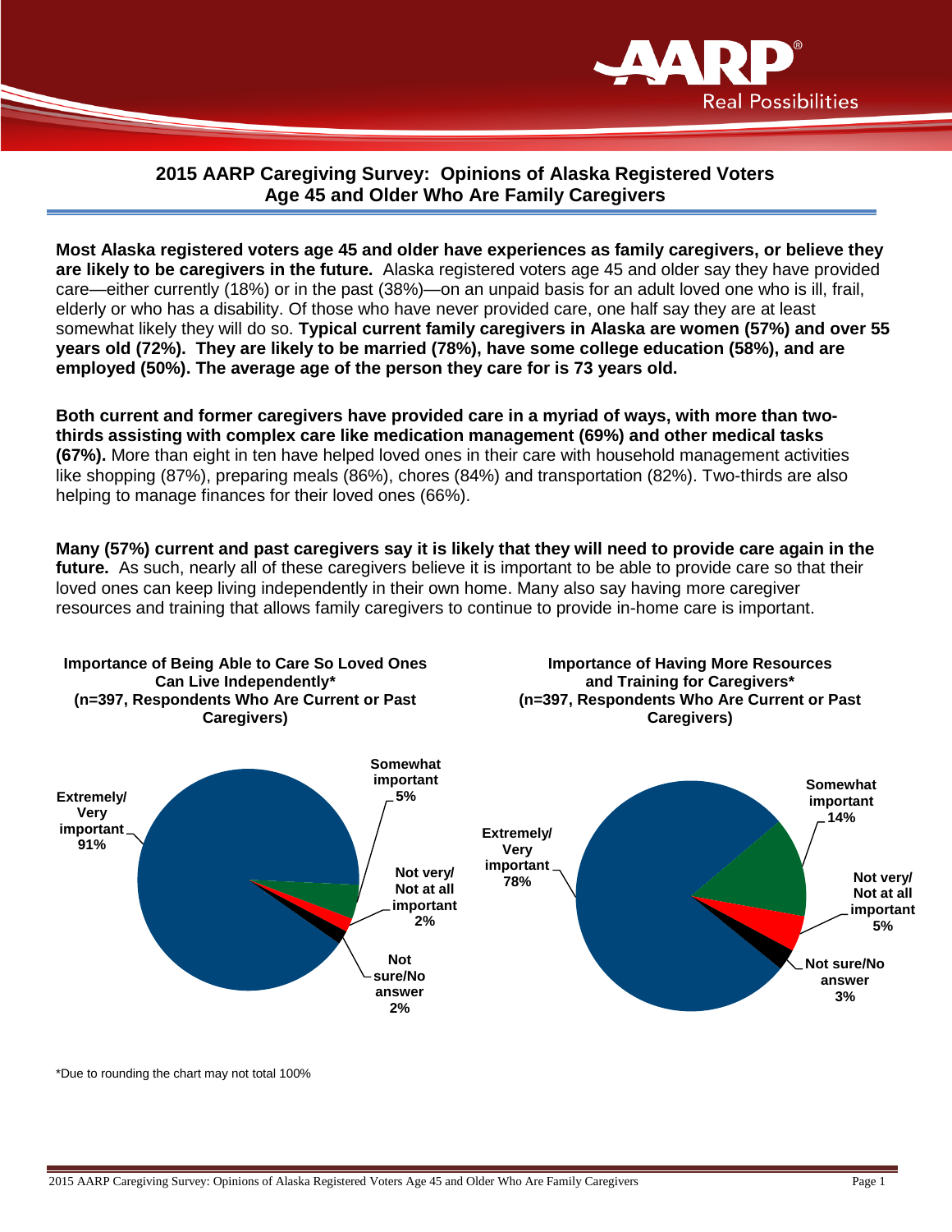# 2015 AARP Caregiving Survey: Opinions of Alaska Registered Voters Age 45 and Older Who Are Family Caregivers

**Most Alaska registered voters age 45 and older have experiences as family caregivers, or believe they are likely to be caregivers in the future.** Alaska registered voters age 45 and older say they have provided care—either currently (18%) or in the past (38%)—on an unpaid basis for an adult loved one who is ill, frail, elderly or who has a disability. Of those who have never provided care, one half say they are at least somewhat likely they will do so. **Typical current family caregivers in Alaska are women (57%) and over 55 years old (72%). They are likely to be married (78%), have some college education (58%), and are employed (50%). The average age of the person they care for is 73 years old.**

**Both current and former caregivers have provided care in a myriad of ways, with more than two-thirds assisting with complex care like medication management (69%) and other medical tasks (67%).** More than eight in ten have helped loved ones in their care with household management activities like shopping (87%), preparing meals (86%), chores (84%) and transportation (82%). Two-thirds are also helping to manage finances for their loved ones (66%).

**Many (57%) current and past caregivers say it is likely that they will need to provide care again in the future.** As such, nearly all of these caregivers believe it is important to be able to provide care so that their loved ones can keep living independently in their own home. Many also say having more caregiver resources and training that allows family caregivers to continue to provide in-home care is important.

**Importance of Being Able to Care So Loved Ones Can Live Independently\***
**(n=397, Respondents Who Are Current or Past Caregivers)**

| Response | Percent |
|---|---|
| Extremely/ Very important | 91% |
| Somewhat important | 5% |
| Not very/ Not at all important | 2% |
| Not sure/No answer | 2% |

**Importance of Having More Resources and Training for Caregivers\***
**(n=397, Respondents Who Are Current or Past Caregivers)**

| Response | Percent |
|---|---|
| Extremely/ Very important | 78% |
| Somewhat important | 14% |
| Not very/ Not at all important | 5% |
| Not sure/No answer | 3% |

\*Due to rounding the chart may not total 100%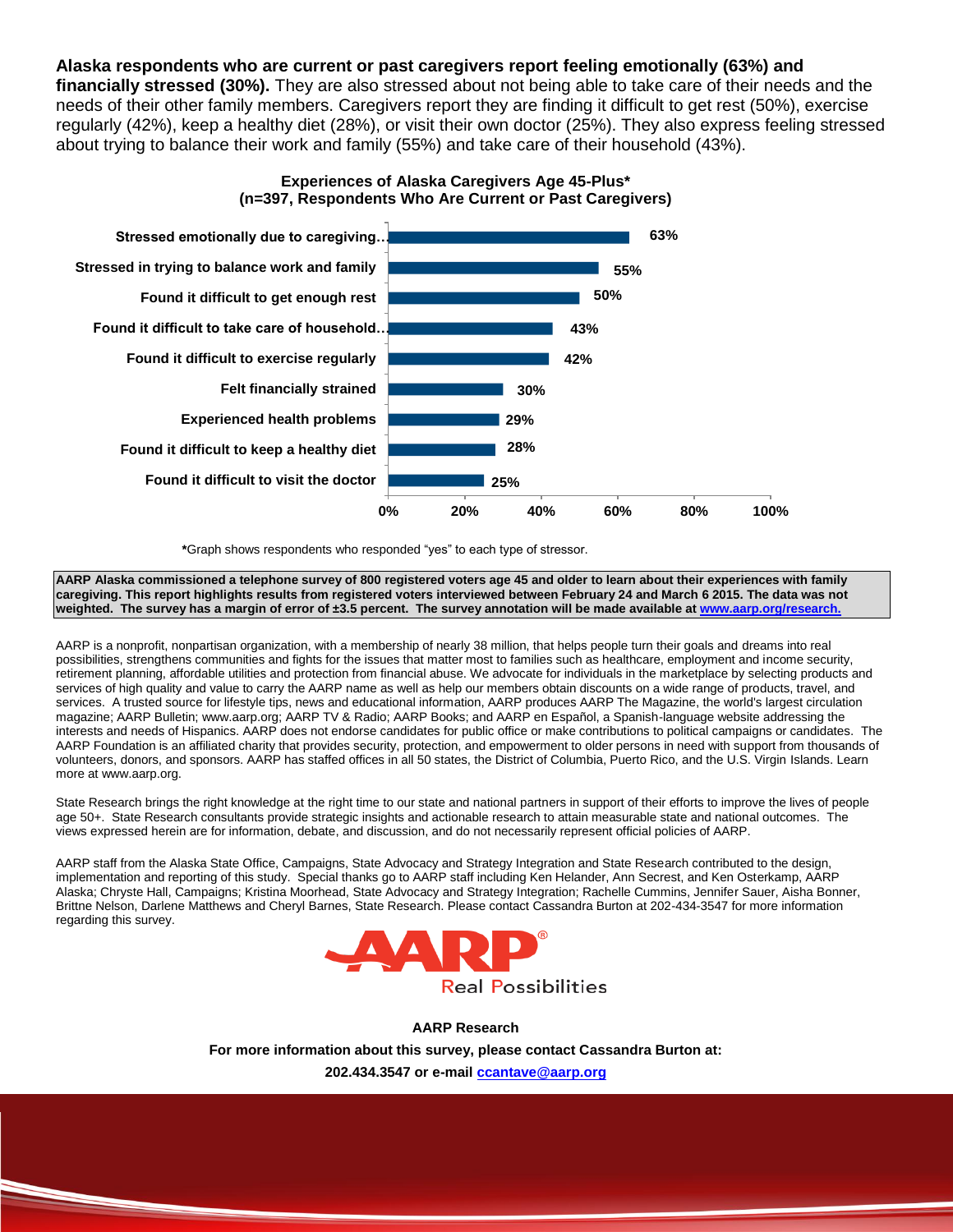**Alaska respondents who are current or past caregivers report feeling emotionally (63%) and financially stressed (30%).** They are also stressed about not being able to take care of their needs and the needs of their other family members. Caregivers report they are finding it difficult to get rest (50%), exercise regularly (42%), keep a healthy diet (28%), or visit their own doctor (25%). They also express feeling stressed about trying to balance their work and family (55%) and take care of their household (43%).

**Experiences of Alaska Caregivers Age 45-Plus***
**(n=397, Respondents Who Are Current or Past Caregivers)**

Stressed emotionally due to caregiving… 63%
Stressed in trying to balance work and family 55%
Found it difficult to get enough rest 50%
Found it difficult to take care of household… 43%
Found it difficult to exercise regularly 42%
Felt financially strained 30%
Experienced health problems 29%
Found it difficult to keep a healthy diet 28%
Found it difficult to visit the doctor 25%

0% 20% 40% 60% 80% 100%

*Graph shows respondents who responded "yes" to each type of stressor.

**AARP Alaska commissioned a telephone survey of 800 registered voters age 45 and older to learn about their experiences with family caregiving. This report highlights results from registered voters interviewed between February 24 and March 6 2015. The data was not weighted. The survey has a margin of error of ±3.5 percent. The survey annotation will be made available at [www.aarp.org/research.](www.aarp.org/research)**

AARP is a nonprofit, nonpartisan organization, with a membership of nearly 38 million, that helps people turn their goals and dreams into real possibilities, strengthens communities and fights for the issues that matter most to families such as healthcare, employment and income security, retirement planning, affordable utilities and protection from financial abuse. We advocate for individuals in the marketplace by selecting products and services of high quality and value to carry the AARP name as well as help our members obtain discounts on a wide range of products, travel, and services. A trusted source for lifestyle tips, news and educational information, AARP produces AARP The Magazine, the world's largest circulation magazine; AARP Bulletin; www.aarp.org; AARP TV & Radio; AARP Books; and AARP en Español, a Spanish-language website addressing the interests and needs of Hispanics. AARP does not endorse candidates for public office or make contributions to political campaigns or candidates. The AARP Foundation is an affiliated charity that provides security, protection, and empowerment to older persons in need with support from thousands of volunteers, donors, and sponsors. AARP has staffed offices in all 50 states, the District of Columbia, Puerto Rico, and the U.S. Virgin Islands. Learn more at www.aarp.org.

State Research brings the right knowledge at the right time to our state and national partners in support of their efforts to improve the lives of people age 50+. State Research consultants provide strategic insights and actionable research to attain measurable state and national outcomes. The views expressed herein are for information, debate, and discussion, and do not necessarily represent official policies of AARP.

AARP staff from the Alaska State Office, Campaigns, State Advocacy and Strategy Integration and State Research contributed to the design, implementation and reporting of this study. Special thanks go to AARP staff including Ken Helander, Ann Secrest, and Ken Osterkamp, AARP Alaska; Chryste Hall, Campaigns; Kristina Moorhead, State Advocacy and Strategy Integration; Rachelle Cummins, Jennifer Sauer, Aisha Bonner, Brittne Nelson, Darlene Matthews and Cheryl Barnes, State Research. Please contact Cassandra Burton at 202-434-3547 for more information regarding this survey.

AARP® Real Possibilities

**AARP Research**

**For more information about this survey, please contact Cassandra Burton at:**

**202.434.3547 or e-mail [ccantave@aarp.org](mailto:ccantave@aarp.org)**